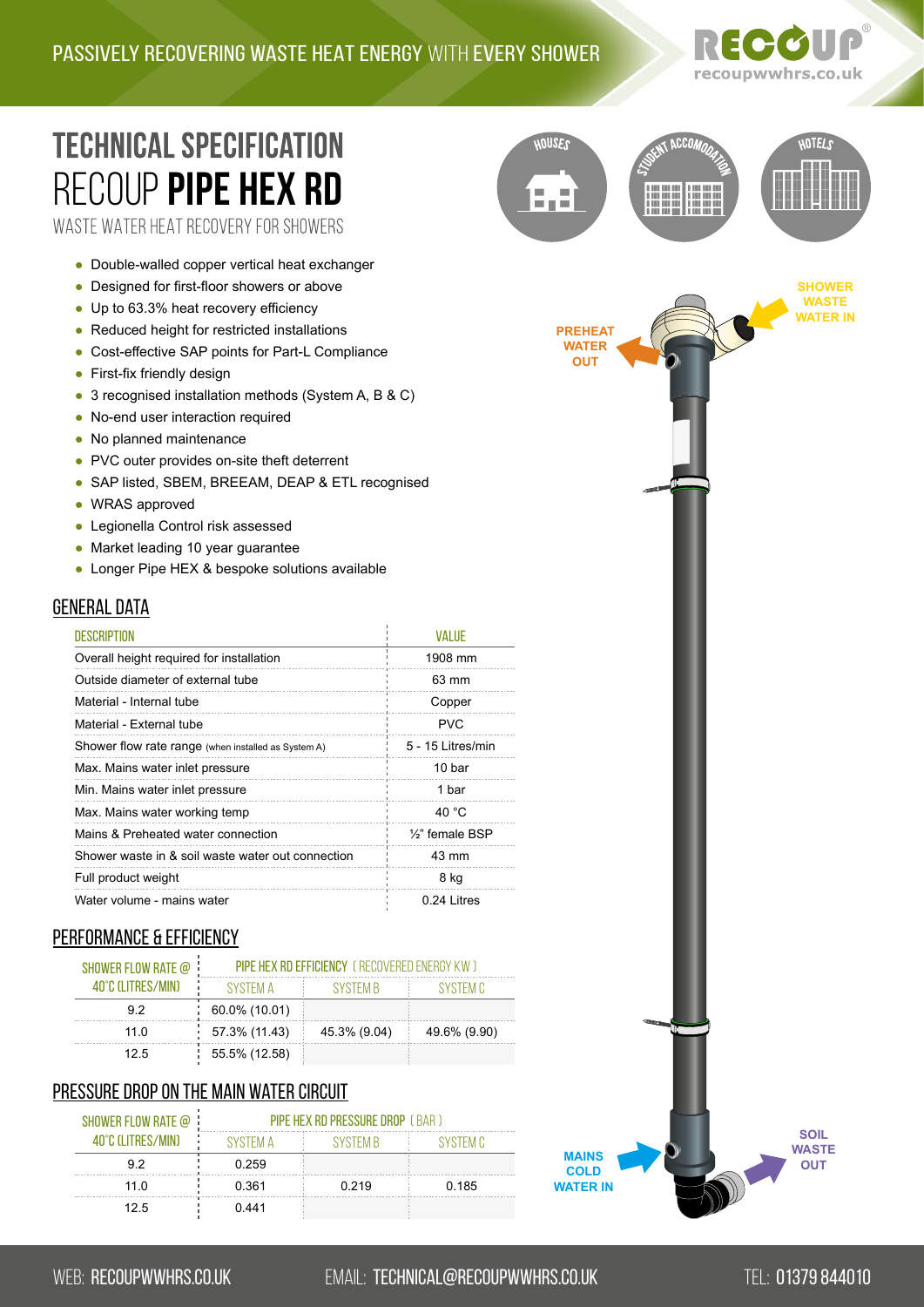PASSIVELY RECOVERING WASTE HEAT ENERGY WITH EVERY SHOWER

# TECHNICAL SPECIFICATION
# RECOUP PIPE HEX RD

WASTE WATER HEAT RECOVERY FOR SHOWERS

HOUSES · STUDENT ACCOMODATION · HOTELS

- Double-walled copper vertical heat exchanger
- Designed for first-floor showers or above
- Up to 63.3% heat recovery efficiency
- Reduced height for restricted installations
- Cost-effective SAP points for Part-L Compliance
- First-fix friendly design
- 3 recognised installation methods (System A, B & C)
- No-end user interaction required
- No planned maintenance
- PVC outer provides on-site theft deterrent
- SAP listed, SBEM, BREEAM, DEAP & ETL recognised
- WRAS approved
- Legionella Control risk assessed
- Market leading 10 year guarantee
- Longer Pipe HEX & bespoke solutions available

SHOWER WASTE WATER IN · PREHEAT WATER OUT · MAINS COLD WATER IN · SOIL WASTE OUT

## GENERAL DATA

| DESCRIPTION | VALUE |
|---|---|
| Overall height required for installation | 1908 mm |
| Outside diameter of external tube | 63 mm |
| Material - Internal tube | Copper |
| Material - External tube | PVC |
| Shower flow rate range (when installed as System A) | 5 - 15 Litres/min |
| Max. Mains water inlet pressure | 10 bar |
| Min. Mains water inlet pressure | 1 bar |
| Max. Mains water working temp | 40 °C |
| Mains & Preheated water connection | ½" female BSP |
| Shower waste in & soil waste water out connection | 43 mm |
| Full product weight | 8 kg |
| Water volume - mains water | 0.24 Litres |

## PERFORMANCE & EFFICIENCY

| SHOWER FLOW RATE @ 40°C (LITRES/MIN) | PIPE HEX RD EFFICIENCY (RECOVERED ENERGY KW) | | |
|---|---|---|---|
| | SYSTEM A | SYSTEM B | SYSTEM C |
| 9.2 | 60.0% (10.01) | | |
| 11.0 | 57.3% (11.43) | 45.3% (9.04) | 49.6% (9.90) |
| 12.5 | 55.5% (12.58) | | |

## PRESSURE DROP ON THE MAIN WATER CIRCUIT

| SHOWER FLOW RATE @ 40°C (LITRES/MIN) | PIPE HEX RD PRESSURE DROP (BAR) | | |
|---|---|---|---|
| | SYSTEM A | SYSTEM B | SYSTEM C |
| 9.2 | 0.259 | | |
| 11.0 | 0.361 | 0.219 | 0.185 |
| 12.5 | 0.441 | | |

WEB: RECOUPWWHRS.CO.UK EMAIL: TECHNICAL@RECOUPWWHRS.CO.UK TEL: 01379 844010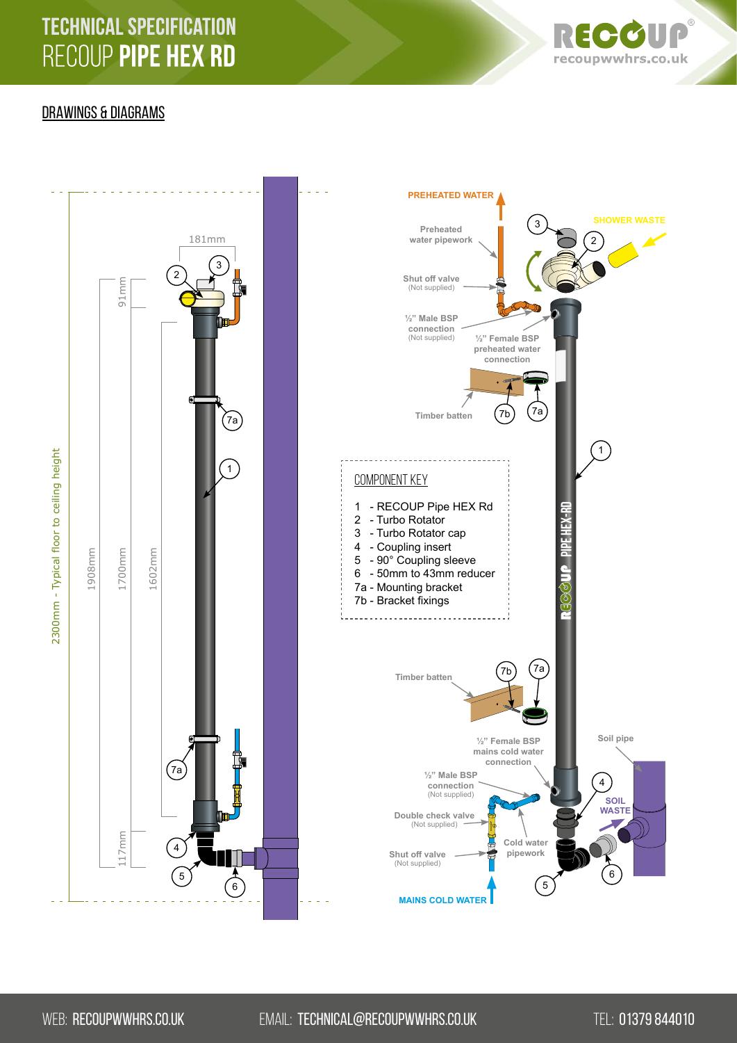# TECHNICAL SPECIFICATION
# RECOUP PIPE HEX RD

## DRAWINGS & DIAGRAMS

181mm

91mm

2300mm - Typical floor to ceiling height

1908mm

1700mm

1602mm

117mm

PREHEATED WATER

SHOWER WASTE

Preheated water pipework

Shut off valve (Not supplied)

½" Male BSP connection (Not supplied)

½" Female BSP preheated water connection

Timber batten

### COMPONENT KEY

1 - RECOUP Pipe HEX Rd
2 - Turbo Rotator
3 - Turbo Rotator cap
4 - Coupling insert
5 - 90° Coupling sleeve
6 - 50mm to 43mm reducer
7a - Mounting bracket
7b - Bracket fixings

Timber batten

½" Female BSP mains cold water connection

Soil pipe

½" Male BSP connection (Not supplied)

SOIL WASTE

Double check valve (Not supplied)

Cold water pipework

Shut off valve (Not supplied)

MAINS COLD WATER

WEB: RECOUPWWHRS.CO.UK EMAIL: TECHNICAL@RECOUPWWHRS.CO.UK TEL: 01379 844010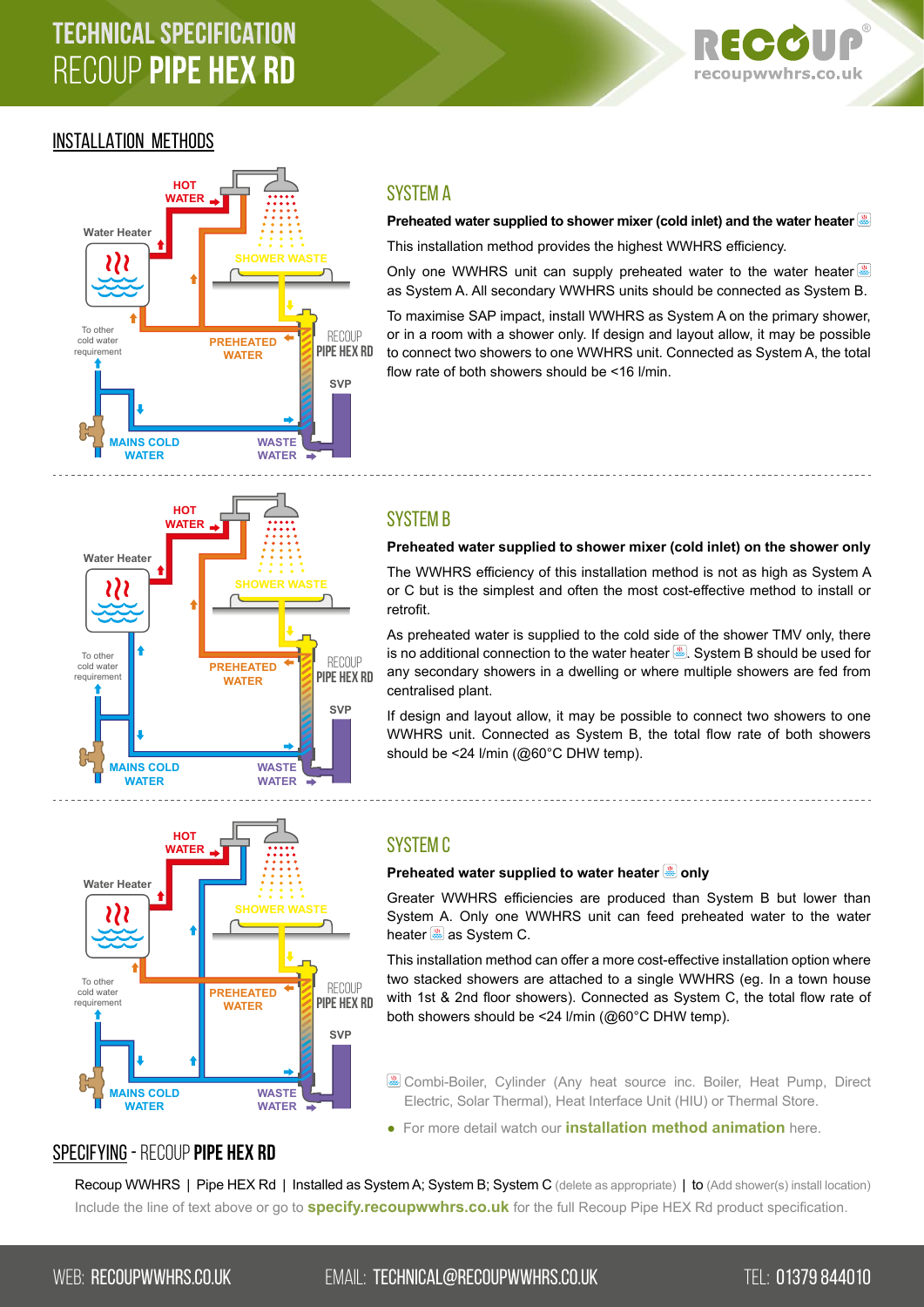# TECHNICAL SPECIFICATION
# RECOUP PIPE HEX RD

## INSTALLATION METHODS

HOT WATER
Water Heater
SHOWER WASTE
To other cold water requirement
PREHEATED WATER
RECOUP PIPE HEX RD
SVP
MAINS COLD WATER
WASTE WATER

### SYSTEM A

**Preheated water supplied to shower mixer (cold inlet) and the water heater**

This installation method provides the highest WWHRS efficiency.

Only one WWHRS unit can supply preheated water to the water heater as System A. All secondary WWHRS units should be connected as System B.

To maximise SAP impact, install WWHRS as System A on the primary shower, or in a room with a shower only. If design and layout allow, it may be possible to connect two showers to one WWHRS unit. Connected as System A, the total flow rate of both showers should be <16 l/min.

HOT WATER
Water Heater
SHOWER WASTE
To other cold water requirement
PREHEATED WATER
RECOUP PIPE HEX RD
SVP
MAINS COLD WATER
WASTE WATER

### SYSTEM B

**Preheated water supplied to shower mixer (cold inlet) on the shower only**

The WWHRS efficiency of this installation method is not as high as System A or C but is the simplest and often the most cost-effective method to install or retrofit.

As preheated water is supplied to the cold side of the shower TMV only, there is no additional connection to the water heater. System B should be used for any secondary showers in a dwelling or where multiple showers are fed from centralised plant.

If design and layout allow, it may be possible to connect two showers to one WWHRS unit. Connected as System B, the total flow rate of both showers should be <24 l/min (@60°C DHW temp).

HOT WATER
Water Heater
SHOWER WASTE
To other cold water requirement
PREHEATED WATER
RECOUP PIPE HEX RD
SVP
MAINS COLD WATER
WASTE WATER

### SYSTEM C

**Preheated water supplied to water heater only**

Greater WWHRS efficiencies are produced than System B but lower than System A. Only one WWHRS unit can feed preheated water to the water heater as System C.

This installation method can offer a more cost-effective installation option where two stacked showers are attached to a single WWHRS (eg. In a town house with 1st & 2nd floor showers). Connected as System C, the total flow rate of both showers should be <24 l/min (@60°C DHW temp).

Combi-Boiler, Cylinder (Any heat source inc. Boiler, Heat Pump, Direct Electric, Solar Thermal), Heat Interface Unit (HIU) or Thermal Store.

- For more detail watch our **installation method animation** here.

## SPECIFYING - RECOUP PIPE HEX RD

Recoup WWHRS | Pipe HEX Rd | Installed as System A; System B; System C (delete as appropriate) | to (Add shower(s) install location)

Include the line of text above or go to **specify.recoupwwhrs.co.uk** for the full Recoup Pipe HEX Rd product specification.

WEB: RECOUPWWHRS.CO.UK EMAIL: TECHNICAL@RECOUPWWHRS.CO.UK TEL: 01379 844010